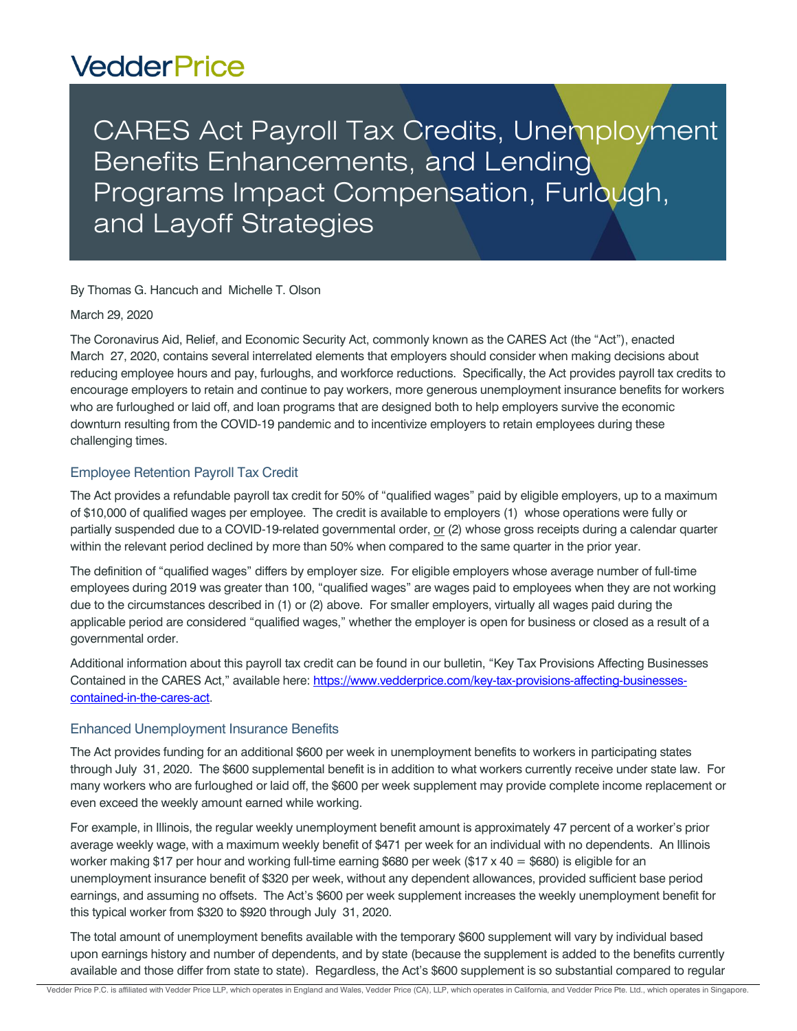VedderPrice

# CARES Act Payroll Tax Credits, Unemployment Benefits Enhancements, and Lending Programs Impact Compensation, Furlough, and Layoff Strategies

By Thomas G. Hancuch and Michelle T. Olson

March 29, 2020

The Coronavirus Aid, Relief, and Economic Security Act, commonly known as the CARES Act (the "Act"), enacted March 27, 2020, contains several interrelated elements that employers should consider when making decisions about reducing employee hours and pay, furloughs, and workforce reductions. Specifically, the Act provides payroll tax credits to encourage employers to retain and continue to pay workers, more generous unemployment insurance benefits for workers who are furloughed or laid off, and loan programs that are designed both to help employers survive the economic downturn resulting from the COVID-19 pandemic and to incentivize employers to retain employees during these challenging times.

## Employee Retention Payroll Tax Credit

The Act provides a refundable payroll tax credit for 50% of "qualified wages" paid by eligible employers, up to a maximum of $10,000 of qualified wages per employee. The credit is available to employers (1) whose operations were fully or partially suspended due to a COVID-19-related governmental order, or (2) whose gross receipts during a calendar quarter within the relevant period declined by more than 50% when compared to the same quarter in the prior year.

The definition of "qualified wages" differs by employer size. For eligible employers whose average number of full-time employees during 2019 was greater than 100, "qualified wages" are wages paid to employees when they are not working due to the circumstances described in (1) or (2) above. For smaller employers, virtually all wages paid during the applicable period are considered "qualified wages," whether the employer is open for business or closed as a result of a governmental order.

Additional information about this payroll tax credit can be found in our bulletin, "Key Tax Provisions Affecting Businesses Contained in the CARES Act," available here: https://www.vedderprice.com/key-tax-provisions-affecting-businesses-contained-in-the-cares-act.

## Enhanced Unemployment Insurance Benefits

The Act provides funding for an additional $600 per week in unemployment benefits to workers in participating states through July 31, 2020. The $600 supplemental benefit is in addition to what workers currently receive under state law. For many workers who are furloughed or laid off, the $600 per week supplement may provide complete income replacement or even exceed the weekly amount earned while working.

For example, in Illinois, the regular weekly unemployment benefit amount is approximately 47 percent of a worker's prior average weekly wage, with a maximum weekly benefit of $471 per week for an individual with no dependents. An Illinois worker making $17 per hour and working full-time earning $680 per week ($17 x 40 = $680) is eligible for an unemployment insurance benefit of $320 per week, without any dependent allowances, provided sufficient base period earnings, and assuming no offsets. The Act's $600 per week supplement increases the weekly unemployment benefit for this typical worker from $320 to $920 through July 31, 2020.

The total amount of unemployment benefits available with the temporary $600 supplement will vary by individual based upon earnings history and number of dependents, and by state (because the supplement is added to the benefits currently available and those differ from state to state). Regardless, the Act's $600 supplement is so substantial compared to regular

Vedder Price P.C. is affiliated with Vedder Price LLP, which operates in England and Wales, Vedder Price (CA), LLP, which operates in California, and Vedder Price Pte. Ltd., which operates in Singapore.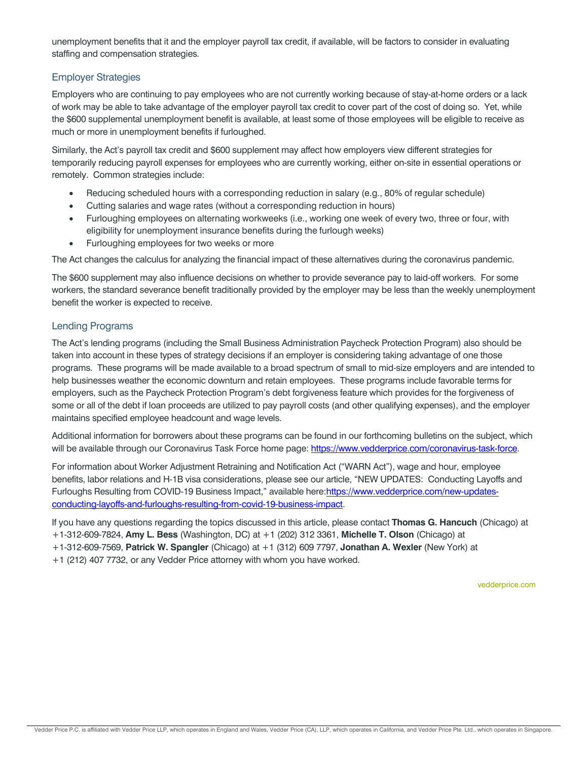unemployment benefits that it and the employer payroll tax credit, if available, will be factors to consider in evaluating staffing and compensation strategies.

## Employer Strategies

Employers who are continuing to pay employees who are not currently working because of stay-at-home orders or a lack of work may be able to take advantage of the employer payroll tax credit to cover part of the cost of doing so. Yet, while the $600 supplemental unemployment benefit is available, at least some of those employees will be eligible to receive as much or more in unemployment benefits if furloughed.

Similarly, the Act's payroll tax credit and $600 supplement may affect how employers view different strategies for temporarily reducing payroll expenses for employees who are currently working, either on-site in essential operations or remotely. Common strategies include:

- Reducing scheduled hours with a corresponding reduction in salary (e.g., 80% of regular schedule)
- Cutting salaries and wage rates (without a corresponding reduction in hours)
- Furloughing employees on alternating workweeks (i.e., working one week of every two, three or four, with eligibility for unemployment insurance benefits during the furlough weeks)
- Furloughing employees for two weeks or more

The Act changes the calculus for analyzing the financial impact of these alternatives during the coronavirus pandemic.

The $600 supplement may also influence decisions on whether to provide severance pay to laid-off workers. For some workers, the standard severance benefit traditionally provided by the employer may be less than the weekly unemployment benefit the worker is expected to receive.

## Lending Programs

The Act's lending programs (including the Small Business Administration Paycheck Protection Program) also should be taken into account in these types of strategy decisions if an employer is considering taking advantage of one those programs. These programs will be made available to a broad spectrum of small to mid-size employers and are intended to help businesses weather the economic downturn and retain employees. These programs include favorable terms for employers, such as the Paycheck Protection Program's debt forgiveness feature which provides for the forgiveness of some or all of the debt if loan proceeds are utilized to pay payroll costs (and other qualifying expenses), and the employer maintains specified employee headcount and wage levels.

Additional information for borrowers about these programs can be found in our forthcoming bulletins on the subject, which will be available through our Coronavirus Task Force home page: https://www.vedderprice.com/coronavirus-task-force.

For information about Worker Adjustment Retraining and Notification Act ("WARN Act"), wage and hour, employee benefits, labor relations and H-1B visa considerations, please see our article, "NEW UPDATES: Conducting Layoffs and Furloughs Resulting from COVID-19 Business Impact," available here:https://www.vedderprice.com/new-updates-conducting-layoffs-and-furloughs-resulting-from-covid-19-business-impact.

If you have any questions regarding the topics discussed in this article, please contact **Thomas G. Hancuch** (Chicago) at +1-312-609-7824, **Amy L. Bess** (Washington, DC) at +1 (202) 312 3361, **Michelle T. Olson** (Chicago) at +1-312-609-7569, **Patrick W. Spangler** (Chicago) at +1 (312) 609 7797, **Jonathan A. Wexler** (New York) at +1 (212) 407 7732, or any Vedder Price attorney with whom you have worked.

vedderprice.com

Vedder Price P.C. is affiliated with Vedder Price LLP, which operates in England and Wales, Vedder Price (CA), LLP, which operates in California, and Vedder Price Pte. Ltd., which operates in Singapore.